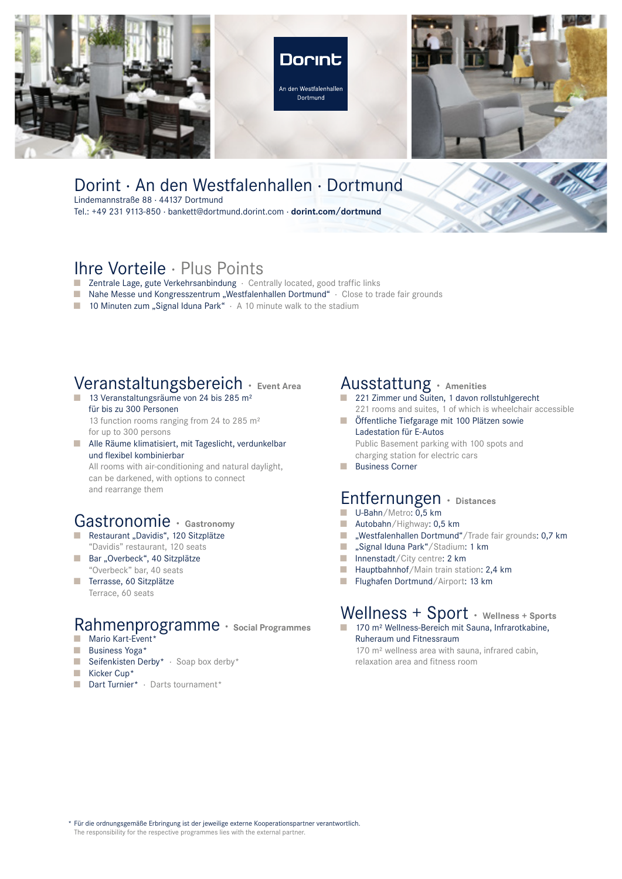Dorint

An den Westfalenhallen Dortmund

# Dorint · An den Westfalenhallen · Dortmund

Lindemannstraße 88 · 44137 Dortmund
Tel.: +49 231 9113-850 · bankett@dortmund.dorint.com · **dorint.com/dortmund**

## Ihre Vorteile · Plus Points

- Zentrale Lage, gute Verkehrsanbindung · Centrally located, good traffic links
- Nahe Messe und Kongresszentrum „Westfalenhallen Dortmund" · Close to trade fair grounds
- 10 Minuten zum „Signal Iduna Park" · A 10 minute walk to the stadium

## Veranstaltungsbereich · Event Area

- 13 Veranstaltungsräume von 24 bis 285 m² für bis zu 300 Personen
  13 function rooms ranging from 24 to 285 m² for up to 300 persons
- Alle Räume klimatisiert, mit Tageslicht, verdunkelbar und flexibel kombinierbar
  All rooms with air-conditioning and natural daylight, can be darkened, with options to connect and rearrange them

## Gastronomie · Gastronomy

- Restaurant „Davidis", 120 Sitzplätze
  "Davidis" restaurant, 120 seats
- Bar „Overbeck", 40 Sitzplätze
  "Overbeck" bar, 40 seats
- Terrasse, 60 Sitzplätze
  Terrace, 60 seats

## Rahmenprogramme · Social Programmes

- Mario Kart-Event*
- Business Yoga*
- Seifenkisten Derby* · Soap box derby*
- Kicker Cup*
- Dart Turnier* · Darts tournament*

## Ausstattung · Amenities

- 221 Zimmer und Suiten, 1 davon rollstuhlgerecht
  221 rooms and suites, 1 of which is wheelchair accessible
- Öffentliche Tiefgarage mit 100 Plätzen sowie Ladestation für E-Autos
  Public Basement parking with 100 spots and charging station for electric cars
- Business Corner

## Entfernungen · Distances

- U-Bahn/Metro: 0,5 km
- Autobahn/Highway: 0,5 km
- „Westfalenhallen Dortmund"/Trade fair grounds: 0,7 km
- „Signal Iduna Park"/Stadium: 1 km
- Innenstadt/City centre: 2 km
- Hauptbahnhof/Main train station: 2,4 km
- Flughafen Dortmund/Airport: 13 km

## Wellness + Sport · Wellness + Sports

- 170 m² Wellness-Bereich mit Sauna, Infrarotkabine, Ruheraum und Fitnessraum
  170 m² wellness area with sauna, infrared cabin, relaxation area and fitness room

\* Für die ordnungsgemäße Erbringung ist der jeweilige externe Kooperationspartner verantwortlich.
The responsibility for the respective programmes lies with the external partner.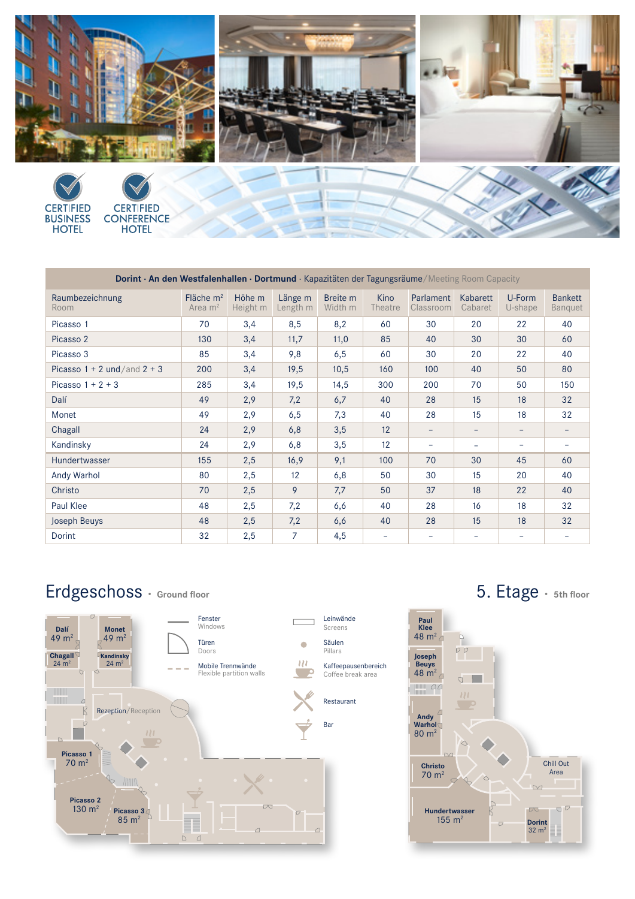CERTIFIED BUSINESS HOTEL

CERTIFIED CONFERENCE HOTEL

| **Dorint · An den Westfalenhallen · Dortmund** · Kapazitäten der Tagungsräume/Meeting Room Capacity | | | | | | | | | |
|---|---|---|---|---|---|---|---|---|---|
| Raumbezeichnung Room | Fläche m² Area m² | Höhe m Height m | Länge m Length m | Breite m Width m | Kino Theatre | Parlament Classroom | Kabarett Cabaret | U-Form U-shape | Bankett Banquet |
| Picasso 1 | 70 | 3,4 | 8,5 | 8,2 | 60 | 30 | 20 | 22 | 40 |
| Picasso 2 | 130 | 3,4 | 11,7 | 11,0 | 85 | 40 | 30 | 30 | 60 |
| Picasso 3 | 85 | 3,4 | 9,8 | 6,5 | 60 | 30 | 20 | 22 | 40 |
| Picasso 1 + 2 und/and 2 + 3 | 200 | 3,4 | 19,5 | 10,5 | 160 | 100 | 40 | 50 | 80 |
| Picasso 1 + 2 + 3 | 285 | 3,4 | 19,5 | 14,5 | 300 | 200 | 70 | 50 | 150 |
| Dalí | 49 | 2,9 | 7,2 | 6,7 | 40 | 28 | 15 | 18 | 32 |
| Monet | 49 | 2,9 | 6,5 | 7,3 | 40 | 28 | 15 | 18 | 32 |
| Chagall | 24 | 2,9 | 6,8 | 3,5 | 12 | – | – | – | – |
| Kandinsky | 24 | 2,9 | 6,8 | 3,5 | 12 | – | – | – | – |
| Hundertwasser | 155 | 2,5 | 16,9 | 9,1 | 100 | 70 | 30 | 45 | 60 |
| Andy Warhol | 80 | 2,5 | 12 | 6,8 | 50 | 30 | 15 | 20 | 40 |
| Christo | 70 | 2,5 | 9 | 7,7 | 50 | 37 | 18 | 22 | 40 |
| Paul Klee | 48 | 2,5 | 7,2 | 6,6 | 40 | 28 | 16 | 18 | 32 |
| Joseph Beuys | 48 | 2,5 | 7,2 | 6,6 | 40 | 28 | 15 | 18 | 32 |
| Dorint | 32 | 2,5 | 7 | 4,5 | – | – | – | – | – |

## Erdgeschoss · Ground floor

Dalí 49 m²
Monet 49 m²
Chagall 24 m²
Kandinsky 24 m²
Rezeption/Reception
Picasso 1 70 m²
Picasso 2 130 m²
Picasso 3 85 m²

Fenster / Windows
Türen / Doors
Mobile Trennwände / Flexible partition walls
Leinwände / Screens
Säulen / Pillars
Kaffeepausenbereich / Coffee break area
Restaurant
Bar

## 5. Etage · 5th floor

Paul Klee 48 m²
Joseph Beuys 48 m²
Andy Warhol 80 m²
Christo 70 m²
Hundertwasser 155 m²
Chill Out Area
Dorint 32 m²